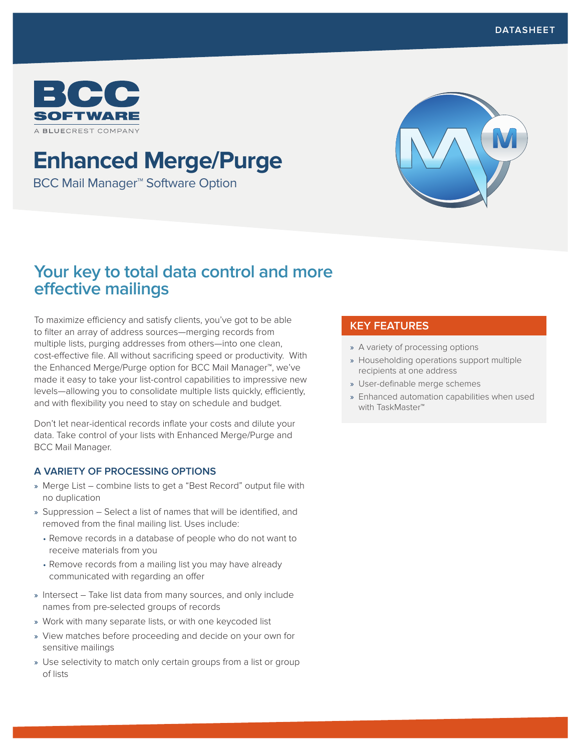DATASHEET

BCC SOFTWARE
A BLUECREST COMPANY

# Enhanced Merge/Purge

BCC Mail Manager™ Software Option

## Your key to total data control and more effective mailings

To maximize efficiency and satisfy clients, you've got to be able to filter an array of address sources—merging records from multiple lists, purging addresses from others—into one clean, cost-effective file. All without sacrificing speed or productivity. With the Enhanced Merge/Purge option for BCC Mail Manager™, we've made it easy to take your list-control capabilities to impressive new levels—allowing you to consolidate multiple lists quickly, efficiently, and with flexibility you need to stay on schedule and budget.

Don't let near-identical records inflate your costs and dilute your data. Take control of your lists with Enhanced Merge/Purge and BCC Mail Manager.

### A VARIETY OF PROCESSING OPTIONS

- Merge List – combine lists to get a "Best Record" output file with no duplication
- Suppression – Select a list of names that will be identified, and removed from the final mailing list. Uses include:
  - Remove records in a database of people who do not want to receive materials from you
  - Remove records from a mailing list you may have already communicated with regarding an offer
- Intersect – Take list data from many sources, and only include names from pre-selected groups of records
- Work with many separate lists, or with one keycoded list
- View matches before proceeding and decide on your own for sensitive mailings
- Use selectivity to match only certain groups from a list or group of lists

### KEY FEATURES

- A variety of processing options
- Householding operations support multiple recipients at one address
- User-definable merge schemes
- Enhanced automation capabilities when used with TaskMaster™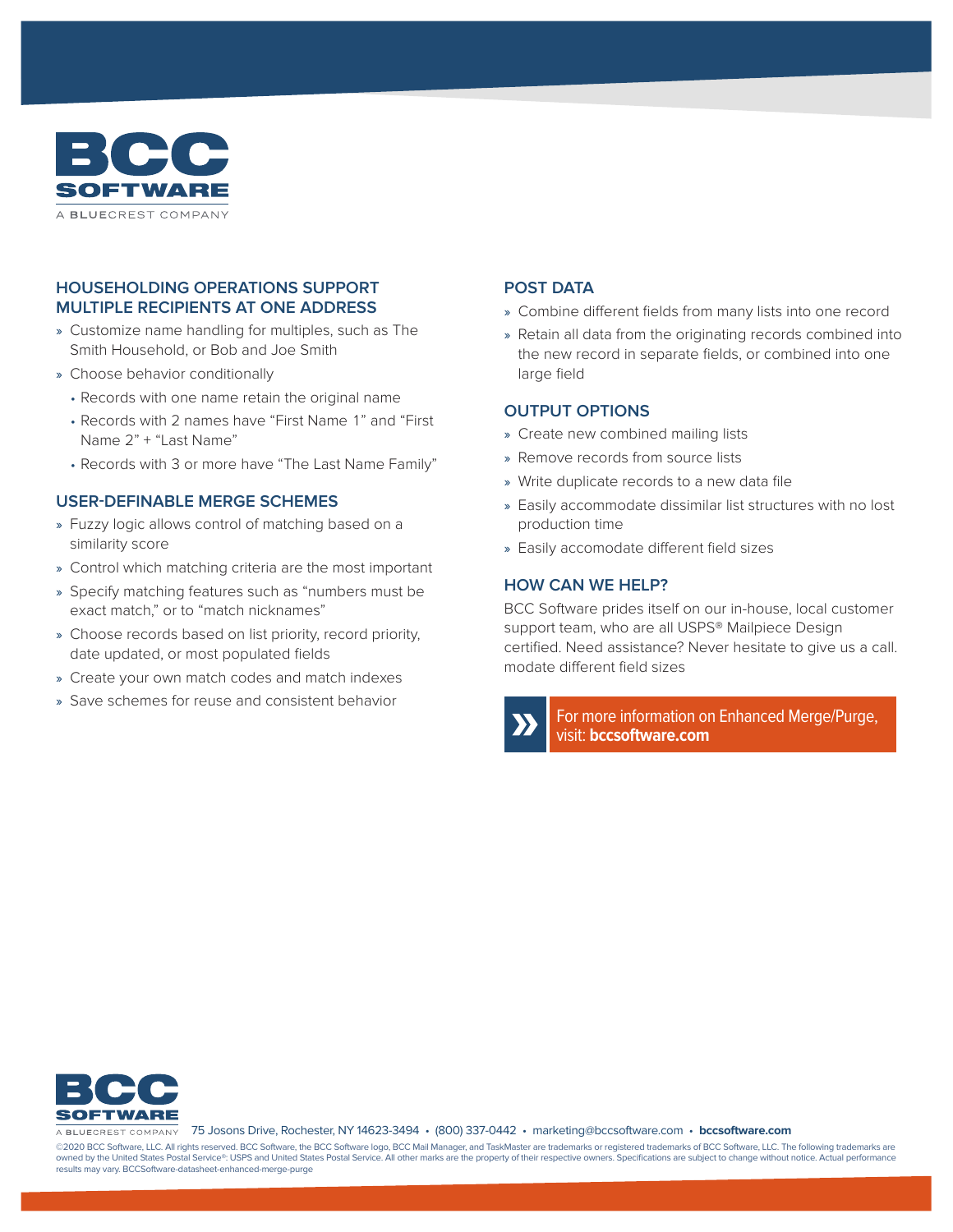BCC SOFTWARE

A BLUECREST COMPANY

## HOUSEHOLDING OPERATIONS SUPPORT MULTIPLE RECIPIENTS AT ONE ADDRESS

- » Customize name handling for multiples, such as The Smith Household, or Bob and Joe Smith
- » Choose behavior conditionally
  - Records with one name retain the original name
  - Records with 2 names have “First Name 1” and “First Name 2” + “Last Name”
  - Records with 3 or more have “The Last Name Family”

## USER-DEFINABLE MERGE SCHEMES

- » Fuzzy logic allows control of matching based on a similarity score
- » Control which matching criteria are the most important
- » Specify matching features such as “numbers must be exact match,” or to “match nicknames”
- » Choose records based on list priority, record priority, date updated, or most populated fields
- » Create your own match codes and match indexes
- » Save schemes for reuse and consistent behavior

## POST DATA

- » Combine different fields from many lists into one record
- » Retain all data from the originating records combined into the new record in separate fields, or combined into one large field

## OUTPUT OPTIONS

- » Create new combined mailing lists
- » Remove records from source lists
- » Write duplicate records to a new data file
- » Easily accommodate dissimilar list structures with no lost production time
- » Easily accomodate different field sizes

## HOW CAN WE HELP?

BCC Software prides itself on our in-house, local customer support team, who are all USPS® Mailpiece Design certified. Need assistance? Never hesitate to give us a call. modate different field sizes

For more information on Enhanced Merge/Purge, visit: **bccsoftware.com**

BCC SOFTWARE

A BLUECREST COMPANY 75 Josons Drive, Rochester, NY 14623-3494 • (800) 337-0442 • marketing@bccsoftware.com • **bccsoftware.com**

©2020 BCC Software, LLC. All rights reserved. BCC Software, the BCC Software logo, BCC Mail Manager, and TaskMaster are trademarks or registered trademarks of BCC Software, LLC. The following trademarks are owned by the United States Postal Service®: USPS and United States Postal Service. All other marks are the property of their respective owners. Specifications are subject to change without notice. Actual performance results may vary. BCCSoftware-datasheet-enhanced-merge-purge